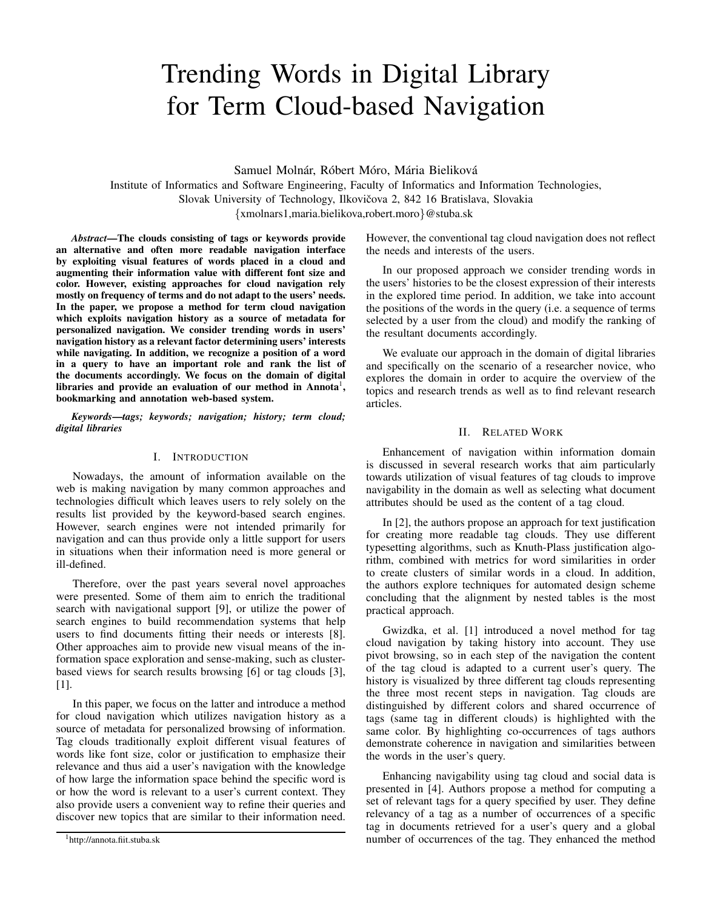# Trending Words in Digital Library for Term Cloud-based Navigation

Samuel Molnár, Róbert Móro, Mária Bieliková

Institute of Informatics and Software Engineering, Faculty of Informatics and Information Technologies,
Slovak University of Technology, Ilkovičova 2, 842 16 Bratislava, Slovakia
{xmolnars1,maria.bielikova,robert.moro}@stuba.sk

***Abstract*—The clouds consisting of tags or keywords provide an alternative and often more readable navigation interface by exploiting visual features of words placed in a cloud and augmenting their information value with different font size and color. However, existing approaches for cloud navigation rely mostly on frequency of terms and do not adapt to the users' needs. In the paper, we propose a method for term cloud navigation which exploits navigation history as a source of metadata for personalized navigation. We consider trending words in users' navigation history as a relevant factor determining users' interests while navigating. In addition, we recognize a position of a word in a query to have an important role and rank the list of the documents accordingly. We focus on the domain of digital libraries and provide an evaluation of our method in Annota[1], bookmarking and annotation web-based system.**

***Keywords*—tags; keywords; navigation; history; term cloud; digital libraries**

## I. Introduction

Nowadays, the amount of information available on the web is making navigation by many common approaches and technologies difficult which leaves users to rely solely on the results list provided by the keyword-based search engines. However, search engines were not intended primarily for navigation and can thus provide only a little support for users in situations when their information need is more general or ill-defined.

Therefore, over the past years several novel approaches were presented. Some of them aim to enrich the traditional search with navigational support [9], or utilize the power of search engines to build recommendation systems that help users to find documents fitting their needs or interests [8]. Other approaches aim to provide new visual means of the information space exploration and sense-making, such as cluster-based views for search results browsing [6] or tag clouds [3], [1].

In this paper, we focus on the latter and introduce a method for cloud navigation which utilizes navigation history as a source of metadata for personalized browsing of information. Tag clouds traditionally exploit different visual features of words like font size, color or justification to emphasize their relevance and thus aid a user's navigation with the knowledge of how large the information space behind the specific word is or how the word is relevant to a user's current context. They also provide users a convenient way to refine their queries and discover new topics that are similar to their information need. However, the conventional tag cloud navigation does not reflect the needs and interests of the users.

In our proposed approach we consider trending words in the users' histories to be the closest expression of their interests in the explored time period. In addition, we take into account the positions of the words in the query (i.e. a sequence of terms selected by a user from the cloud) and modify the ranking of the resultant documents accordingly.

We evaluate our approach in the domain of digital libraries and specifically on the scenario of a researcher novice, who explores the domain in order to acquire the overview of the topics and research trends as well as to find relevant research articles.

## II. Related Work

Enhancement of navigation within information domain is discussed in several research works that aim particularly towards utilization of visual features of tag clouds to improve navigability in the domain as well as selecting what document attributes should be used as the content of a tag cloud.

In [2], the authors propose an approach for text justification for creating more readable tag clouds. They use different typesetting algorithms, such as Knuth-Plass justification algorithm, combined with metrics for word similarities in order to create clusters of similar words in a cloud. In addition, the authors explore techniques for automated design scheme concluding that the alignment by nested tables is the most practical approach.

Gwizdka, et al. [1] introduced a novel method for tag cloud navigation by taking history into account. They use pivot browsing, so in each step of the navigation the content of the tag cloud is adapted to a current user's query. The history is visualized by three different tag clouds representing the three most recent steps in navigation. Tag clouds are distinguished by different colors and shared occurrence of tags (same tag in different clouds) is highlighted with the same color. By highlighting co-occurrences of tags authors demonstrate coherence in navigation and similarities between the words in the user's query.

Enhancing navigability using tag cloud and social data is presented in [4]. Authors propose a method for computing a set of relevant tags for a query specified by user. They define relevancy of a tag as a number of occurrences of a specific tag in documents retrieved for a user's query and a global number of occurrences of the tag. They enhanced the method

[1] http://annota.fiit.stuba.sk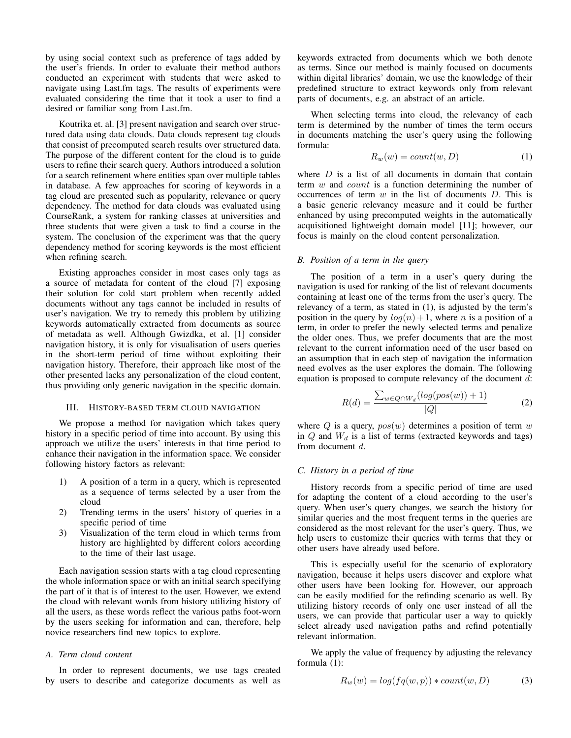by using social context such as preference of tags added by the user's friends. In order to evaluate their method authors conducted an experiment with students that were asked to navigate using Last.fm tags. The results of experiments were evaluated considering the time that it took a user to find a desired or familiar song from Last.fm.

Koutrika et. al. [3] present navigation and search over structured data using data clouds. Data clouds represent tag clouds that consist of precomputed search results over structured data. The purpose of the different content for the cloud is to guide users to refine their search query. Authors introduced a solution for a search refinement where entities span over multiple tables in database. A few approaches for scoring of keywords in a tag cloud are presented such as popularity, relevance or query dependency. The method for data clouds was evaluated using CourseRank, a system for ranking classes at universities and three students that were given a task to find a course in the system. The conclusion of the experiment was that the query dependency method for scoring keywords is the most efficient when refining search.

Existing approaches consider in most cases only tags as a source of metadata for content of the cloud [7] exposing their solution for cold start problem when recently added documents without any tags cannot be included in results of user's navigation. We try to remedy this problem by utilizing keywords automatically extracted from documents as source of metadata as well. Although Gwizdka, et al. [1] consider navigation history, it is only for visualisation of users queries in the short-term period of time without exploiting their navigation history. Therefore, their approach like most of the other presented lacks any personalization of the cloud content, thus providing only generic navigation in the specific domain.

## III. History-based term cloud navigation

We propose a method for navigation which takes query history in a specific period of time into account. By using this approach we utilize the users' interests in that time period to enhance their navigation in the information space. We consider following history factors as relevant:

1) A position of a term in a query, which is represented as a sequence of terms selected by a user from the cloud
2) Trending terms in the users' history of queries in a specific period of time
3) Visualization of the term cloud in which terms from history are highlighted by different colors according to the time of their last usage.

Each navigation session starts with a tag cloud representing the whole information space or with an initial search specifying the part of it that is of interest to the user. However, we extend the cloud with relevant words from history utilizing history of all the users, as these words reflect the various paths foot-worn by the users seeking for information and can, therefore, help novice researchers find new topics to explore.

### A. Term cloud content

In order to represent documents, we use tags created by users to describe and categorize documents as well as keywords extracted from documents which we both denote as terms. Since our method is mainly focused on documents within digital libraries' domain, we use the knowledge of their predefined structure to extract keywords only from relevant parts of documents, e.g. an abstract of an article.

When selecting terms into cloud, the relevancy of each term is determined by the number of times the term occurs in documents matching the user's query using the following formula:

$$R_w(w) = count(w, D) \tag{1}$$

where $D$ is a list of all documents in domain that contain term $w$ and $count$ is a function determining the number of occurrences of term $w$ in the list of documents $D$. This is a basic generic relevancy measure and it could be further enhanced by using precomputed weights in the automatically acquisitioned lightweight domain model [11]; however, our focus is mainly on the cloud content personalization.

### B. Position of a term in the query

The position of a term in a user's query during the navigation is used for ranking of the list of relevant documents containing at least one of the terms from the user's query. The relevancy of a term, as stated in (1), is adjusted by the term's position in the query by $log(n) + 1$, where $n$ is a position of a term, in order to prefer the newly selected terms and penalize the older ones. Thus, we prefer documents that are the most relevant to the current information need of the user based on an assumption that in each step of navigation the information need evolves as the user explores the domain. The following equation is proposed to compute relevancy of the document $d$:

$$R(d) = \frac{\sum_{w \in Q \cap W_d} (log(pos(w)) + 1)}{|Q|} \tag{2}$$

where $Q$ is a query, $pos(w)$ determines a position of term $w$ in $Q$ and $W_d$ is a list of terms (extracted keywords and tags) from document $d$.

### C. History in a period of time

History records from a specific period of time are used for adapting the content of a cloud according to the user's query. When user's query changes, we search the history for similar queries and the most frequent terms in the queries are considered as the most relevant for the user's query. Thus, we help users to customize their queries with terms that they or other users have already used before.

This is especially useful for the scenario of exploratory navigation, because it helps users discover and explore what other users have been looking for. However, our approach can be easily modified for the refinding scenario as well. By utilizing history records of only one user instead of all the users, we can provide that particular user a way to quickly select already used navigation paths and refind potentially relevant information.

We apply the value of frequency by adjusting the relevancy formula (1):

$$R_w(w) = log(fq(w, p)) * count(w, D) \tag{3}$$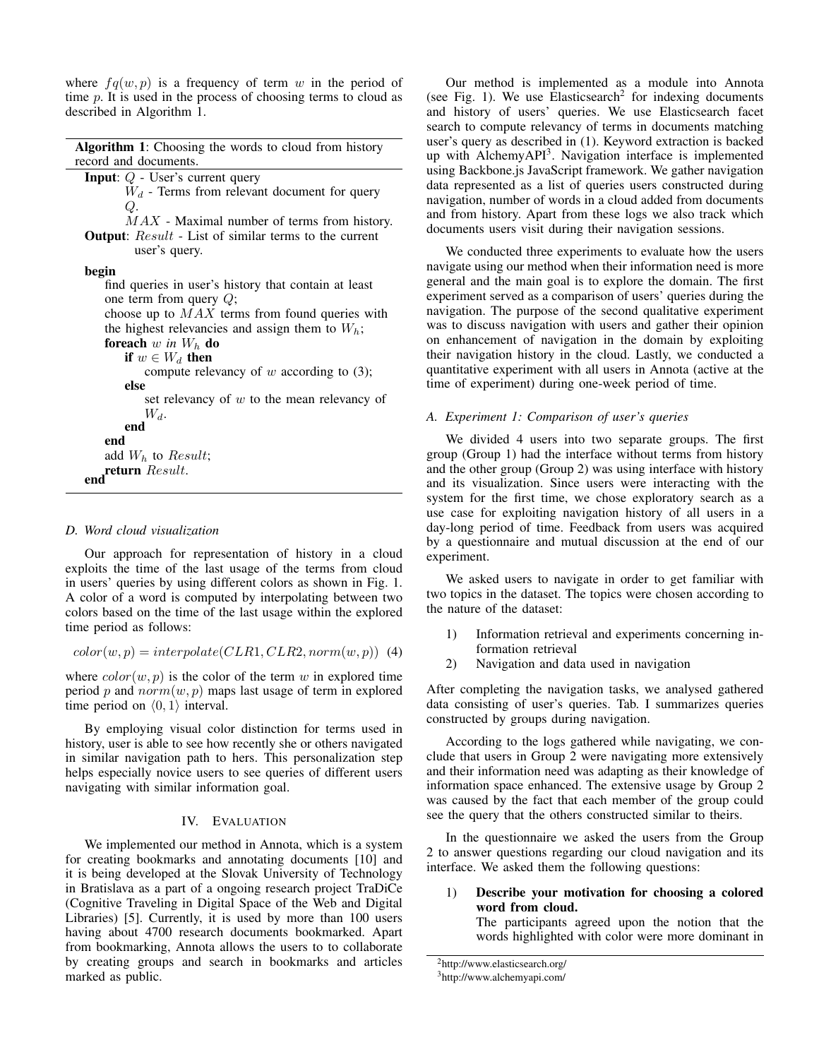where $fq(w, p)$ is a frequency of term $w$ in the period of time $p$. It is used in the process of choosing terms to cloud as described in Algorithm 1.

**Algorithm 1**: Choosing the words to cloud from history record and documents.

**Input**: $Q$ - User's current query
  $W_d$ - Terms from relevant document for query $Q$.
  $MAX$ - Maximal number of terms from history.
**Output**: $Result$ - List of similar terms to the current user's query.

```
begin
    find queries in user's history that contain at least
    one term from query Q;
    choose up to MAX terms from found queries with
    the highest relevancies and assign them to W_h;
    foreach w in W_h do
        if w ∈ W_d then
            compute relevancy of w according to (3);
        else
            set relevancy of w to the mean relevancy of
            W_d.
        end
    end
    add W_h to Result;
    return Result.
end
```

### D. Word cloud visualization

Our approach for representation of history in a cloud exploits the time of the last usage of the terms from cloud in users' queries by using different colors as shown in Fig. 1. A color of a word is computed by interpolating between two colors based on the time of the last usage within the explored time period as follows:

$$color(w, p) = interpolate(CLR1, CLR2, norm(w, p)) \quad (4)$$

where $color(w, p)$ is the color of the term $w$ in explored time period $p$ and $norm(w, p)$ maps last usage of term in explored time period on $\langle 0, 1 \rangle$ interval.

By employing visual color distinction for terms used in history, user is able to see how recently she or others navigated in similar navigation path to hers. This personalization step helps especially novice users to see queries of different users navigating with similar information goal.

## IV. Evaluation

We implemented our method in Annota, which is a system for creating bookmarks and annotating documents [10] and it is being developed at the Slovak University of Technology in Bratislava as a part of a ongoing research project TraDiCe (Cognitive Traveling in Digital Space of the Web and Digital Libraries) [5]. Currently, it is used by more than 100 users having about 4700 research documents bookmarked. Apart from bookmarking, Annota allows the users to to collaborate by creating groups and search in bookmarks and articles marked as public.

Our method is implemented as a module into Annota (see Fig. 1). We use Elasticsearch[2] for indexing documents and history of users' queries. We use Elasticsearch facet search to compute relevancy of terms in documents matching user's query as described in (1). Keyword extraction is backed up with AlchemyAPI[3]. Navigation interface is implemented using Backbone.js JavaScript framework. We gather navigation data represented as a list of queries users constructed during navigation, number of words in a cloud added from documents and from history. Apart from these logs we also track which documents users visit during their navigation sessions.

We conducted three experiments to evaluate how the users navigate using our method when their information need is more general and the main goal is to explore the domain. The first experiment served as a comparison of users' queries during the navigation. The purpose of the second qualitative experiment was to discuss navigation with users and gather their opinion on enhancement of navigation in the domain by exploiting their navigation history in the cloud. Lastly, we conducted a quantitative experiment with all users in Annota (active at the time of experiment) during one-week period of time.

### A. Experiment 1: Comparison of user's queries

We divided 4 users into two separate groups. The first group (Group 1) had the interface without terms from history and the other group (Group 2) was using interface with history and its visualization. Since users were interacting with the system for the first time, we chose exploratory search as a use case for exploiting navigation history of all users in a day-long period of time. Feedback from users was acquired by a questionnaire and mutual discussion at the end of our experiment.

We asked users to navigate in order to get familiar with two topics in the dataset. The topics were chosen according to the nature of the dataset:

1) Information retrieval and experiments concerning information retrieval
2) Navigation and data used in navigation

After completing the navigation tasks, we analysed gathered data consisting of user's queries. Tab. I summarizes queries constructed by groups during navigation.

According to the logs gathered while navigating, we conclude that users in Group 2 were navigating more extensively and their information need was adapting as their knowledge of information space enhanced. The extensive usage by Group 2 was caused by the fact that each member of the group could see the query that the others constructed similar to theirs.

In the questionnaire we asked the users from the Group 2 to answer questions regarding our cloud navigation and its interface. We asked them the following questions:

1) **Describe your motivation for choosing a colored word from cloud.**
   The participants agreed upon the notion that the words highlighted with color were more dominant in

[2] http://www.elasticsearch.org/

[3] http://www.alchemyapi.com/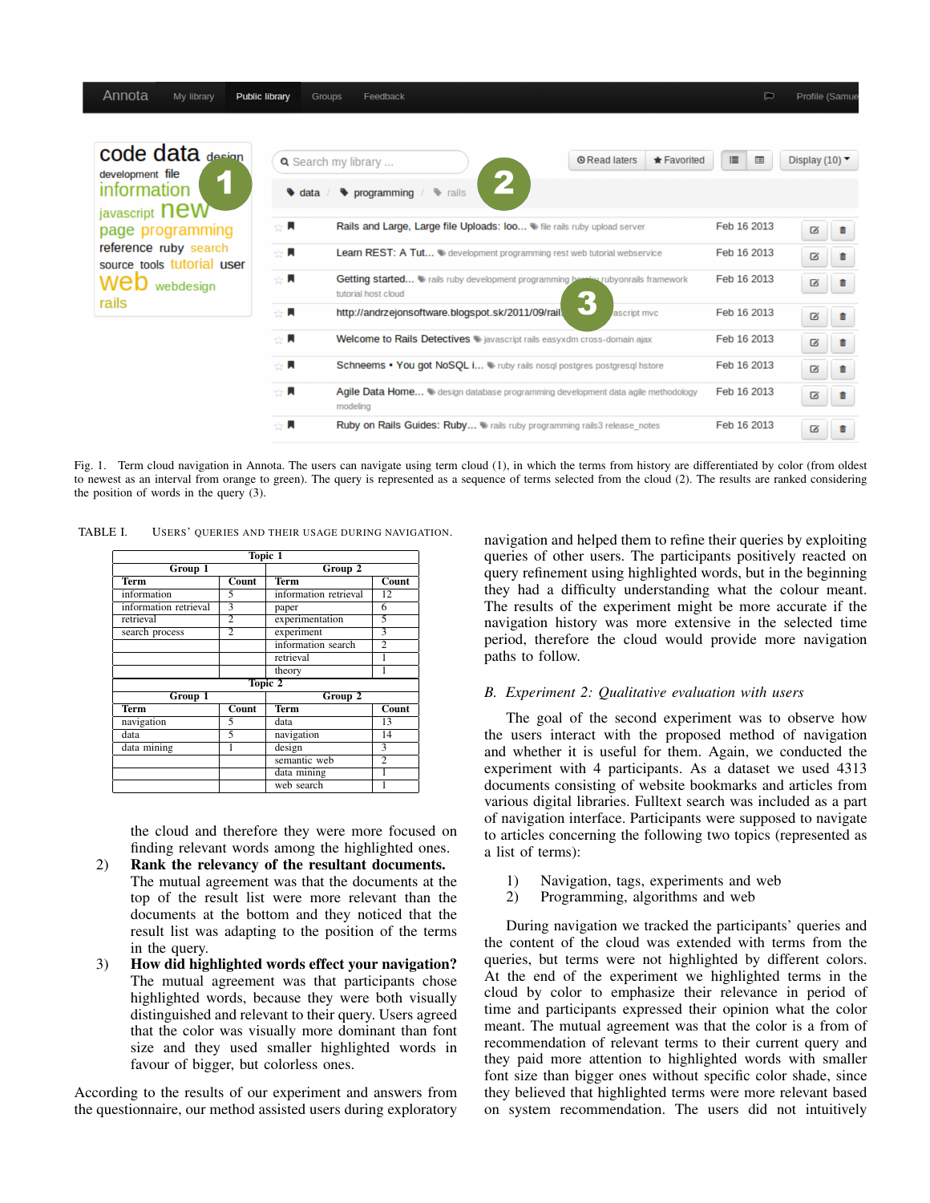Fig. 1. Term cloud navigation in Annota. The users can navigate using term cloud (1), in which the terms from history are differentiated by color (from oldest to newest as an interval from orange to green). The query is represented as a sequence of terms selected from the cloud (2). The results are ranked considering the position of words in the query (3).

TABLE I. Users' queries and their usage during navigation.

| Topic 1 | | | |
|---|---|---|---|
| Group 1 | | Group 2 | |
| **Term** | **Count** | **Term** | **Count** |
| information | 5 | information retrieval | 12 |
| information retrieval | 3 | paper | 6 |
| retrieval | 2 | experimentation | 5 |
| search process | 2 | experiment | 3 |
| | | information search | 2 |
| | | retrieval | 1 |
| | | theory | 1 |
| **Topic 2** | | | |
| **Group 1** | | **Group 2** | |
| **Term** | **Count** | **Term** | **Count** |
| navigation | 5 | data | 13 |
| data | 5 | navigation | 14 |
| data mining | 1 | design | 3 |
| | | semantic web | 2 |
| | | data mining | 1 |
| | | web search | 1 |

the cloud and therefore they were more focused on finding relevant words among the highlighted ones.

2) **Rank the relevancy of the resultant documents.** The mutual agreement was that the documents at the top of the result list were more relevant than the documents at the bottom and they noticed that the result list was adapting to the position of the terms in the query.

3) **How did highlighted words effect your navigation?** The mutual agreement was that participants chose highlighted words, because they were both visually distinguished and relevant to their query. Users agreed that the color was visually more dominant than font size and they used smaller highlighted words in favour of bigger, but colorless ones.

According to the results of our experiment and answers from the questionnaire, our method assisted users during exploratory navigation and helped them to refine their queries by exploiting queries of other users. The participants positively reacted on query refinement using highlighted words, but in the beginning they had a difficulty understanding what the colour meant. The results of the experiment might be more accurate if the navigation history was more extensive in the selected time period, therefore the cloud would provide more navigation paths to follow.

## B. Experiment 2: Qualitative evaluation with users

The goal of the second experiment was to observe how the users interact with the proposed method of navigation and whether it is useful for them. Again, we conducted the experiment with 4 participants. As a dataset we used 4313 documents consisting of website bookmarks and articles from various digital libraries. Fulltext search was included as a part of navigation interface. Participants were supposed to navigate to articles concerning the following two topics (represented as a list of terms):

1) Navigation, tags, experiments and web
2) Programming, algorithms and web

During navigation we tracked the participants' queries and the content of the cloud was extended with terms from the queries, but terms were not highlighted by different colors. At the end of the experiment we highlighted terms in the cloud by color to emphasize their relevance in period of time and participants expressed their opinion what the color meant. The mutual agreement was that the color is a from of recommendation of relevant terms to their current query and they paid more attention to highlighted words with smaller font size than bigger ones without specific color shade, since they believed that highlighted terms were more relevant based on system recommendation. The users did not intuitively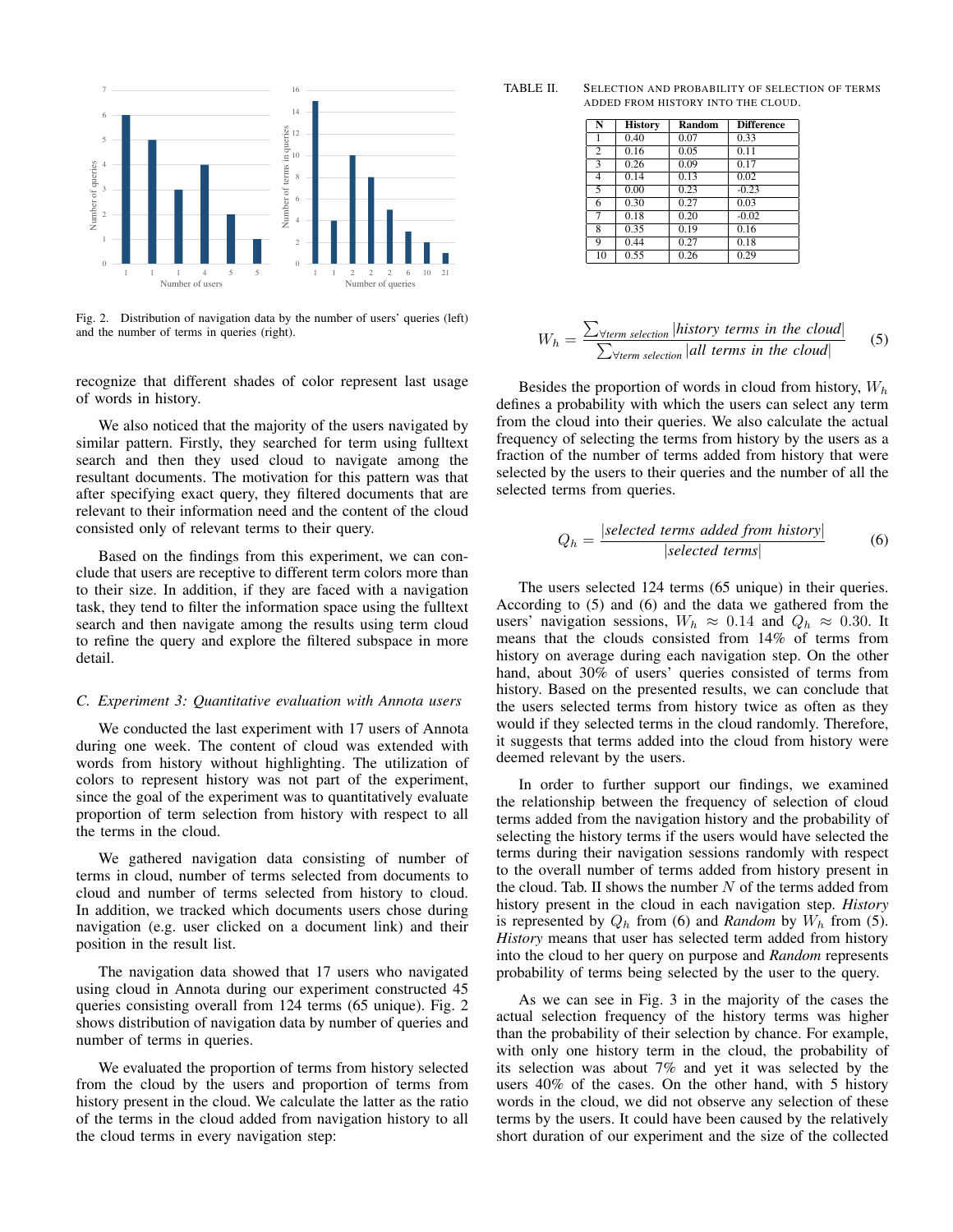Fig. 2. Distribution of navigation data by the number of users' queries (left) and the number of terms in queries (right).

recognize that different shades of color represent last usage of words in history.

We also noticed that the majority of the users navigated by similar pattern. Firstly, they searched for term using fulltext search and then they used cloud to navigate among the resultant documents. The motivation for this pattern was that after specifying exact query, they filtered documents that are relevant to their information need and the content of the cloud consisted only of relevant terms to their query.

Based on the findings from this experiment, we can conclude that users are receptive to different term colors more than to their size. In addition, if they are faced with a navigation task, they tend to filter the information space using the fulltext search and then navigate among the results using term cloud to refine the query and explore the filtered subspace in more detail.

### *C. Experiment 3: Quantitative evaluation with Annota users*

We conducted the last experiment with 17 users of Annota during one week. The content of cloud was extended with words from history without highlighting. The utilization of colors to represent history was not part of the experiment, since the goal of the experiment was to quantitatively evaluate proportion of term selection from history with respect to all the terms in the cloud.

We gathered navigation data consisting of number of terms in cloud, number of terms selected from documents to cloud and number of terms selected from history to cloud. In addition, we tracked which documents users chose during navigation (e.g. user clicked on a document link) and their position in the result list.

The navigation data showed that 17 users who navigated using cloud in Annota during our experiment constructed 45 queries consisting overall from 124 terms (65 unique). Fig. 2 shows distribution of navigation data by number of queries and number of terms in queries.

We evaluated the proportion of terms from history selected from the cloud by the users and proportion of terms from history present in the cloud. We calculate the latter as the ratio of the terms in the cloud added from navigation history to all the cloud terms in every navigation step:

TABLE II. Selection and probability of selection of terms added from history into the cloud.

| N | History | Random | Difference |
|---|---|---|---|
| 1 | 0.40 | 0.07 | 0.33 |
| 2 | 0.16 | 0.05 | 0.11 |
| 3 | 0.26 | 0.09 | 0.17 |
| 4 | 0.14 | 0.13 | 0.02 |
| 5 | 0.00 | 0.23 | -0.23 |
| 6 | 0.30 | 0.27 | 0.03 |
| 7 | 0.18 | 0.20 | -0.02 |
| 8 | 0.35 | 0.19 | 0.16 |
| 9 | 0.44 | 0.27 | 0.18 |
| 10 | 0.55 | 0.26 | 0.29 |

$$W_h = \frac{\sum_{\forall term\ selection} |history\ terms\ in\ the\ cloud|}{\sum_{\forall term\ selection} |all\ terms\ in\ the\ cloud|} \quad (5)$$

Besides the proportion of words in cloud from history, $W_h$ defines a probability with which the users can select any term from the cloud into their queries. We also calculate the actual frequency of selecting the terms from history by the users as a fraction of the number of terms added from history that were selected by the users to their queries and the number of all the selected terms from queries.

$$Q_h = \frac{|selected\ terms\ added\ from\ history|}{|selected\ terms|} \quad (6)$$

The users selected 124 terms (65 unique) in their queries. According to (5) and (6) and the data we gathered from the users' navigation sessions, $W_h \approx 0.14$ and $Q_h \approx 0.30$. It means that the clouds consisted from 14% of terms from history on average during each navigation step. On the other hand, about 30% of users' queries consisted of terms from history. Based on the presented results, we can conclude that the users selected terms from history twice as often as they would if they selected terms in the cloud randomly. Therefore, it suggests that terms added into the cloud from history were deemed relevant by the users.

In order to further support our findings, we examined the relationship between the frequency of selection of cloud terms added from the navigation history and the probability of selecting the history terms if the users would have selected the terms during their navigation sessions randomly with respect to the overall number of terms added from history present in the cloud. Tab. II shows the number $N$ of the terms added from history present in the cloud in each navigation step. *History* is represented by $Q_h$ from (6) and *Random* by $W_h$ from (5). *History* means that user has selected term added from history into the cloud to her query on purpose and *Random* represents probability of terms being selected by the user to the query.

As we can see in Fig. 3 in the majority of the cases the actual selection frequency of the history terms was higher than the probability of their selection by chance. For example, with only one history term in the cloud, the probability of its selection was about 7% and yet it was selected by the users 40% of the cases. On the other hand, with 5 history words in the cloud, we did not observe any selection of these terms by the users. It could have been caused by the relatively short duration of our experiment and the size of the collected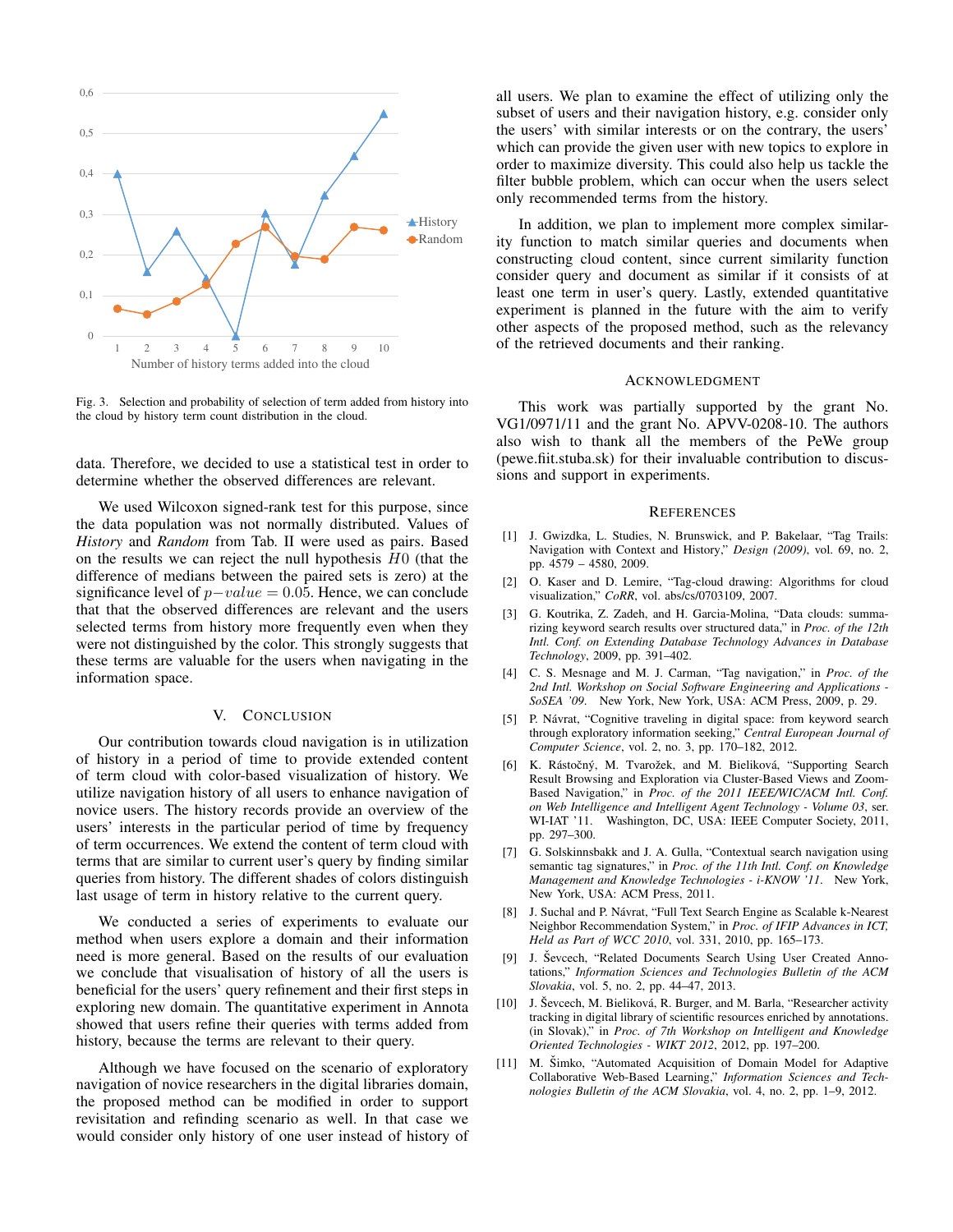0,6
0,5
0,4
0,3
0,2
0,1
0
1 2 3 4 5 6 7 8 9 10
Number of history terms added into the cloud
History
Random

Fig. 3. Selection and probability of selection of term added from history into the cloud by history term count distribution in the cloud.

data. Therefore, we decided to use a statistical test in order to determine whether the observed differences are relevant.

We used Wilcoxon signed-rank test for this purpose, since the data population was not normally distributed. Values of *History* and *Random* from Tab. II were used as pairs. Based on the results we can reject the null hypothesis $H0$ (that the difference of medians between the paired sets is zero) at the significance level of $p-value = 0.05$. Hence, we can conclude that that the observed differences are relevant and the users selected terms from history more frequently even when they were not distinguished by the color. This strongly suggests that these terms are valuable for the users when navigating in the information space.

## V. Conclusion

Our contribution towards cloud navigation is in utilization of history in a period of time to provide extended content of term cloud with color-based visualization of history. We utilize navigation history of all users to enhance navigation of novice users. The history records provide an overview of the users' interests in the particular period of time by frequency of term occurrences. We extend the content of term cloud with terms that are similar to current user's query by finding similar queries from history. The different shades of colors distinguish last usage of term in history relative to the current query.

We conducted a series of experiments to evaluate our method when users explore a domain and their information need is more general. Based on the results of our evaluation we conclude that visualisation of history of all the users is beneficial for the users' query refinement and their first steps in exploring new domain. The quantitative experiment in Annota showed that users refine their queries with terms added from history, because the terms are relevant to their query.

Although we have focused on the scenario of exploratory navigation of novice researchers in the digital libraries domain, the proposed method can be modified in order to support revisitation and refinding scenario as well. In that case we would consider only history of one user instead of history of all users. We plan to examine the effect of utilizing only the subset of users and their navigation history, e.g. consider only the users' with similar interests or on the contrary, the users' which can provide the given user with new topics to explore in order to maximize diversity. This could also help us tackle the filter bubble problem, which can occur when the users select only recommended terms from the history.

In addition, we plan to implement more complex similarity function to match similar queries and documents when constructing cloud content, since current similarity function consider query and document as similar if it consists of at least one term in user's query. Lastly, extended quantitative experiment is planned in the future with the aim to verify other aspects of the proposed method, such as the relevancy of the retrieved documents and their ranking.

## Acknowledgment

This work was partially supported by the grant No. VG1/0971/11 and the grant No. APVV-0208-10. The authors also wish to thank all the members of the PeWe group (pewe.fiit.stuba.sk) for their invaluable contribution to discussions and support in experiments.

## References

[1] J. Gwizdka, L. Studies, N. Brunswick, and P. Bakelaar, "Tag Trails: Navigation with Context and History," *Design (2009)*, vol. 69, no. 2, pp. 4579 – 4580, 2009.

[2] O. Kaser and D. Lemire, "Tag-cloud drawing: Algorithms for cloud visualization," *CoRR*, vol. abs/cs/0703109, 2007.

[3] G. Koutrika, Z. Zadeh, and H. Garcia-Molina, "Data clouds: summarizing keyword search results over structured data," in *Proc. of the 12th Intl. Conf. on Extending Database Technology Advances in Database Technology*, 2009, pp. 391–402.

[4] C. S. Mesnage and M. J. Carman, "Tag navigation," in *Proc. of the 2nd Intl. Workshop on Social Software Engineering and Applications - SoSEA '09*. New York, New York, USA: ACM Press, 2009, p. 29.

[5] P. Návrat, "Cognitive traveling in digital space: from keyword search through exploratory information seeking," *Central European Journal of Computer Science*, vol. 2, no. 3, pp. 170–182, 2012.

[6] K. Rástočný, M. Tvarožek, and M. Bieliková, "Supporting Search Result Browsing and Exploration via Cluster-Based Views and Zoom-Based Navigation," in *Proc. of the 2011 IEEE/WIC/ACM Intl. Conf. on Web Intelligence and Intelligent Agent Technology - Volume 03*, ser. WI-IAT '11. Washington, DC, USA: IEEE Computer Society, 2011, pp. 297–300.

[7] G. Solskinnsbakk and J. A. Gulla, "Contextual search navigation using semantic tag signatures," in *Proc. of the 11th Intl. Conf. on Knowledge Management and Knowledge Technologies - i-KNOW '11*. New York, New York, USA: ACM Press, 2011.

[8] J. Suchal and P. Návrat, "Full Text Search Engine as Scalable k-Nearest Neighbor Recommendation System," in *Proc. of IFIP Advances in ICT, Held as Part of WCC 2010*, vol. 331, 2010, pp. 165–173.

[9] J. Ševcech, "Related Documents Search Using User Created Annotations," *Information Sciences and Technologies Bulletin of the ACM Slovakia*, vol. 5, no. 2, pp. 44–47, 2013.

[10] J. Ševcech, M. Bieliková, R. Burger, and M. Barla, "Researcher activity tracking in digital library of scientific resources enriched by annotations. (in Slovak)," in *Proc. of 7th Workshop on Intelligent and Knowledge Oriented Technologies - WIKT 2012*, 2012, pp. 197–200.

[11] M. Šimko, "Automated Acquisition of Domain Model for Adaptive Collaborative Web-Based Learning," *Information Sciences and Technologies Bulletin of the ACM Slovakia*, vol. 4, no. 2, pp. 1–9, 2012.